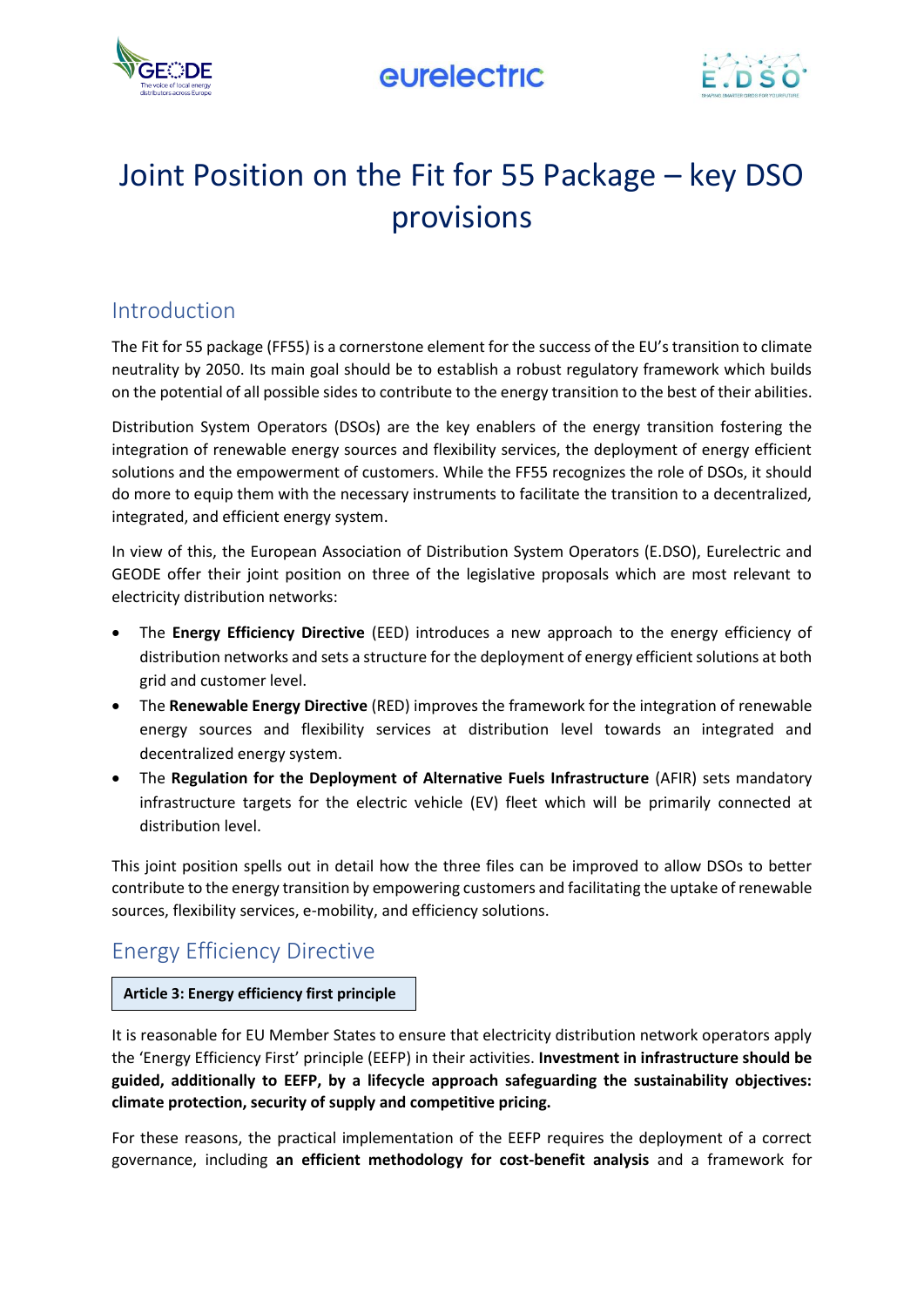# Joint Position on the Fit for 55 Package – key DSO provisions

## Introduction

The Fit for 55 package (FF55) is a cornerstone element for the success of the EU's transition to climate neutrality by 2050. Its main goal should be to establish a robust regulatory framework which builds on the potential of all possible sides to contribute to the energy transition to the best of their abilities.

Distribution System Operators (DSOs) are the key enablers of the energy transition fostering the integration of renewable energy sources and flexibility services, the deployment of energy efficient solutions and the empowerment of customers. While the FF55 recognizes the role of DSOs, it should do more to equip them with the necessary instruments to facilitate the transition to a decentralized, integrated, and efficient energy system.

In view of this, the European Association of Distribution System Operators (E.DSO), Eurelectric and GEODE offer their joint position on three of the legislative proposals which are most relevant to electricity distribution networks:

- The **Energy Efficiency Directive** (EED) introduces a new approach to the energy efficiency of distribution networks and sets a structure for the deployment of energy efficient solutions at both grid and customer level.
- The **Renewable Energy Directive** (RED) improves the framework for the integration of renewable energy sources and flexibility services at distribution level towards an integrated and decentralized energy system.
- The **Regulation for the Deployment of Alternative Fuels Infrastructure** (AFIR) sets mandatory infrastructure targets for the electric vehicle (EV) fleet which will be primarily connected at distribution level.

This joint position spells out in detail how the three files can be improved to allow DSOs to better contribute to the energy transition by empowering customers and facilitating the uptake of renewable sources, flexibility services, e-mobility, and efficiency solutions.

## Energy Efficiency Directive

**Article 3: Energy efficiency first principle**

It is reasonable for EU Member States to ensure that electricity distribution network operators apply the 'Energy Efficiency First' principle (EEFP) in their activities. **Investment in infrastructure should be guided, additionally to EEFP, by a lifecycle approach safeguarding the sustainability objectives: climate protection, security of supply and competitive pricing.**

For these reasons, the practical implementation of the EEFP requires the deployment of a correct governance, including **an efficient methodology for cost-benefit analysis** and a framework for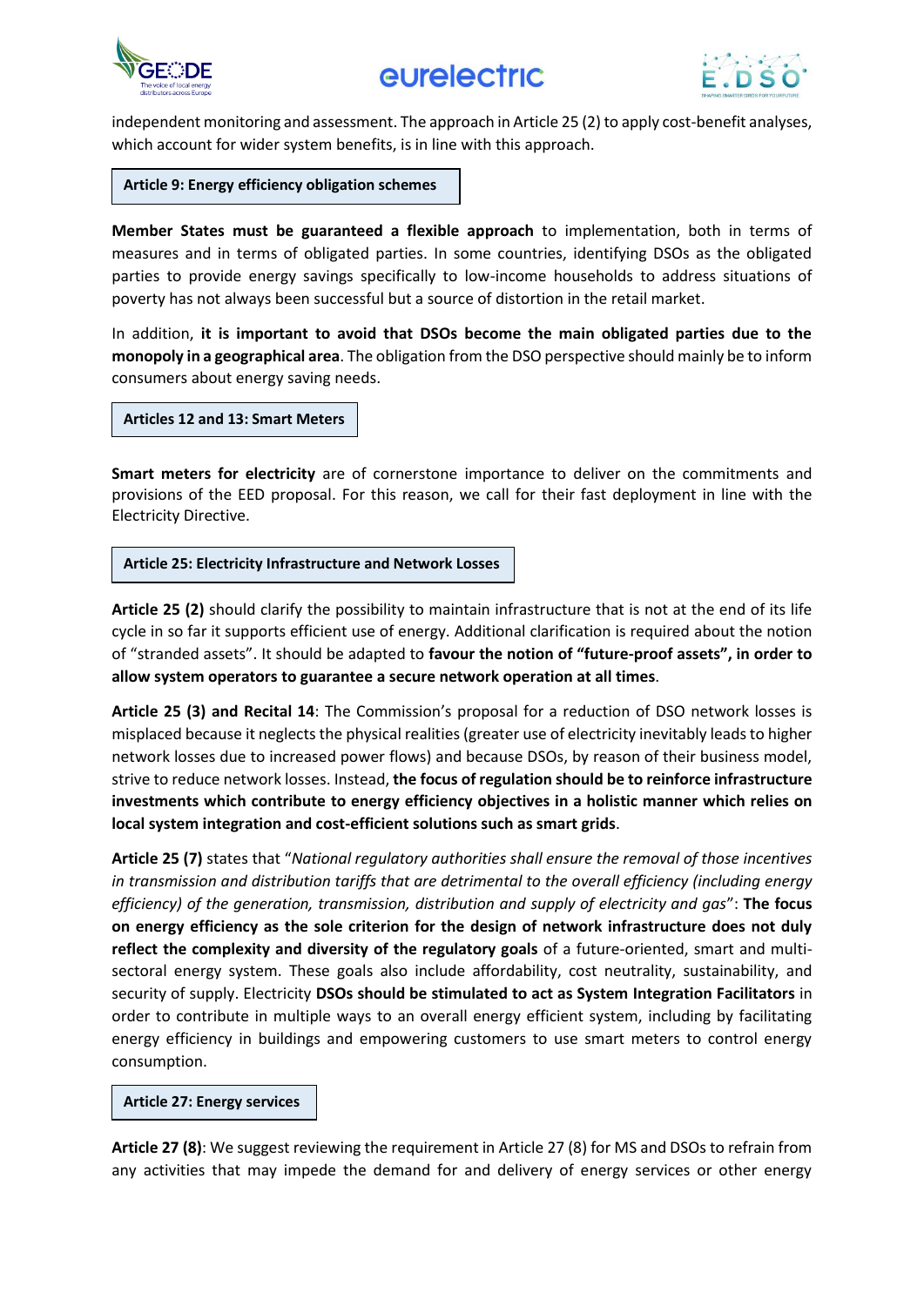independent monitoring and assessment. The approach in Article 25 (2) to apply cost-benefit analyses, which account for wider system benefits, is in line with this approach.

### Article 9: Energy efficiency obligation schemes

**Member States must be guaranteed a flexible approach** to implementation, both in terms of measures and in terms of obligated parties. In some countries, identifying DSOs as the obligated parties to provide energy savings specifically to low-income households to address situations of poverty has not always been successful but a source of distortion in the retail market.

In addition, **it is important to avoid that DSOs become the main obligated parties due to the monopoly in a geographical area**. The obligation from the DSO perspective should mainly be to inform consumers about energy saving needs.

### Articles 12 and 13: Smart Meters

**Smart meters for electricity** are of cornerstone importance to deliver on the commitments and provisions of the EED proposal. For this reason, we call for their fast deployment in line with the Electricity Directive.

### Article 25: Electricity Infrastructure and Network Losses

**Article 25 (2)** should clarify the possibility to maintain infrastructure that is not at the end of its life cycle in so far it supports efficient use of energy. Additional clarification is required about the notion of "stranded assets". It should be adapted to **favour the notion of "future-proof assets", in order to allow system operators to guarantee a secure network operation at all times**.

**Article 25 (3) and Recital 14**: The Commission's proposal for a reduction of DSO network losses is misplaced because it neglects the physical realities (greater use of electricity inevitably leads to higher network losses due to increased power flows) and because DSOs, by reason of their business model, strive to reduce network losses. Instead, **the focus of regulation should be to reinforce infrastructure investments which contribute to energy efficiency objectives in a holistic manner which relies on local system integration and cost-efficient solutions such as smart grids**.

**Article 25 (7)** states that "*National regulatory authorities shall ensure the removal of those incentives in transmission and distribution tariffs that are detrimental to the overall efficiency (including energy efficiency) of the generation, transmission, distribution and supply of electricity and gas*": **The focus on energy efficiency as the sole criterion for the design of network infrastructure does not duly reflect the complexity and diversity of the regulatory goals** of a future-oriented, smart and multi-sectoral energy system. These goals also include affordability, cost neutrality, sustainability, and security of supply. Electricity **DSOs should be stimulated to act as System Integration Facilitators** in order to contribute in multiple ways to an overall energy efficient system, including by facilitating energy efficiency in buildings and empowering customers to use smart meters to control energy consumption.

### Article 27: Energy services

**Article 27 (8)**: We suggest reviewing the requirement in Article 27 (8) for MS and DSOs to refrain from any activities that may impede the demand for and delivery of energy services or other energy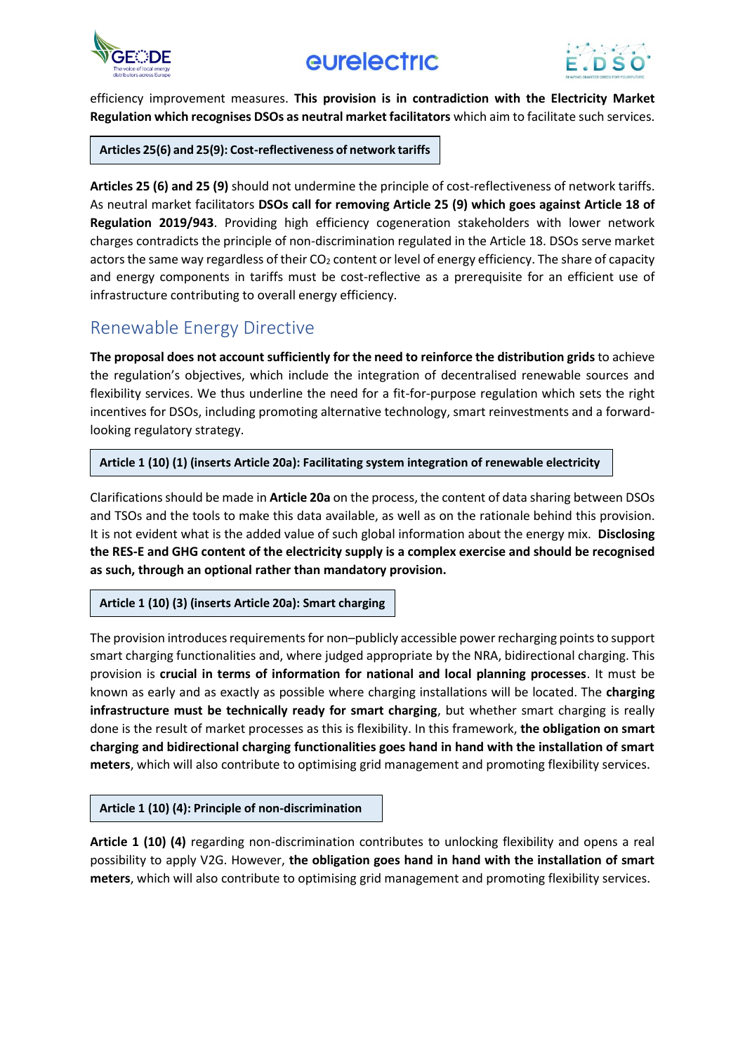efficiency improvement measures. **This provision is in contradiction with the Electricity Market Regulation which recognises DSOs as neutral market facilitators** which aim to facilitate such services.

**Articles 25(6) and 25(9): Cost-reflectiveness of network tariffs**

**Articles 25 (6) and 25 (9)** should not undermine the principle of cost-reflectiveness of network tariffs. As neutral market facilitators **DSOs call for removing Article 25 (9) which goes against Article 18 of Regulation 2019/943**. Providing high efficiency cogeneration stakeholders with lower network charges contradicts the principle of non-discrimination regulated in the Article 18. DSOs serve market actors the same way regardless of their $CO_2$ content or level of energy efficiency. The share of capacity and energy components in tariffs must be cost-reflective as a prerequisite for an efficient use of infrastructure contributing to overall energy efficiency.

## Renewable Energy Directive

**The proposal does not account sufficiently for the need to reinforce the distribution grids** to achieve the regulation's objectives, which include the integration of decentralised renewable sources and flexibility services. We thus underline the need for a fit-for-purpose regulation which sets the right incentives for DSOs, including promoting alternative technology, smart reinvestments and a forward-looking regulatory strategy.

**Article 1 (10) (1) (inserts Article 20a): Facilitating system integration of renewable electricity**

Clarifications should be made in **Article 20a** on the process, the content of data sharing between DSOs and TSOs and the tools to make this data available, as well as on the rationale behind this provision. It is not evident what is the added value of such global information about the energy mix. **Disclosing the RES-E and GHG content of the electricity supply is a complex exercise and should be recognised as such, through an optional rather than mandatory provision.**

**Article 1 (10) (3) (inserts Article 20a): Smart charging**

The provision introduces requirements for non–publicly accessible power recharging points to support smart charging functionalities and, where judged appropriate by the NRA, bidirectional charging. This provision is **crucial in terms of information for national and local planning processes**. It must be known as early and as exactly as possible where charging installations will be located. The **charging infrastructure must be technically ready for smart charging**, but whether smart charging is really done is the result of market processes as this is flexibility. In this framework, **the obligation on smart charging and bidirectional charging functionalities goes hand in hand with the installation of smart meters**, which will also contribute to optimising grid management and promoting flexibility services.

**Article 1 (10) (4): Principle of non-discrimination**

**Article 1 (10) (4)** regarding non-discrimination contributes to unlocking flexibility and opens a real possibility to apply V2G. However, **the obligation goes hand in hand with the installation of smart meters**, which will also contribute to optimising grid management and promoting flexibility services.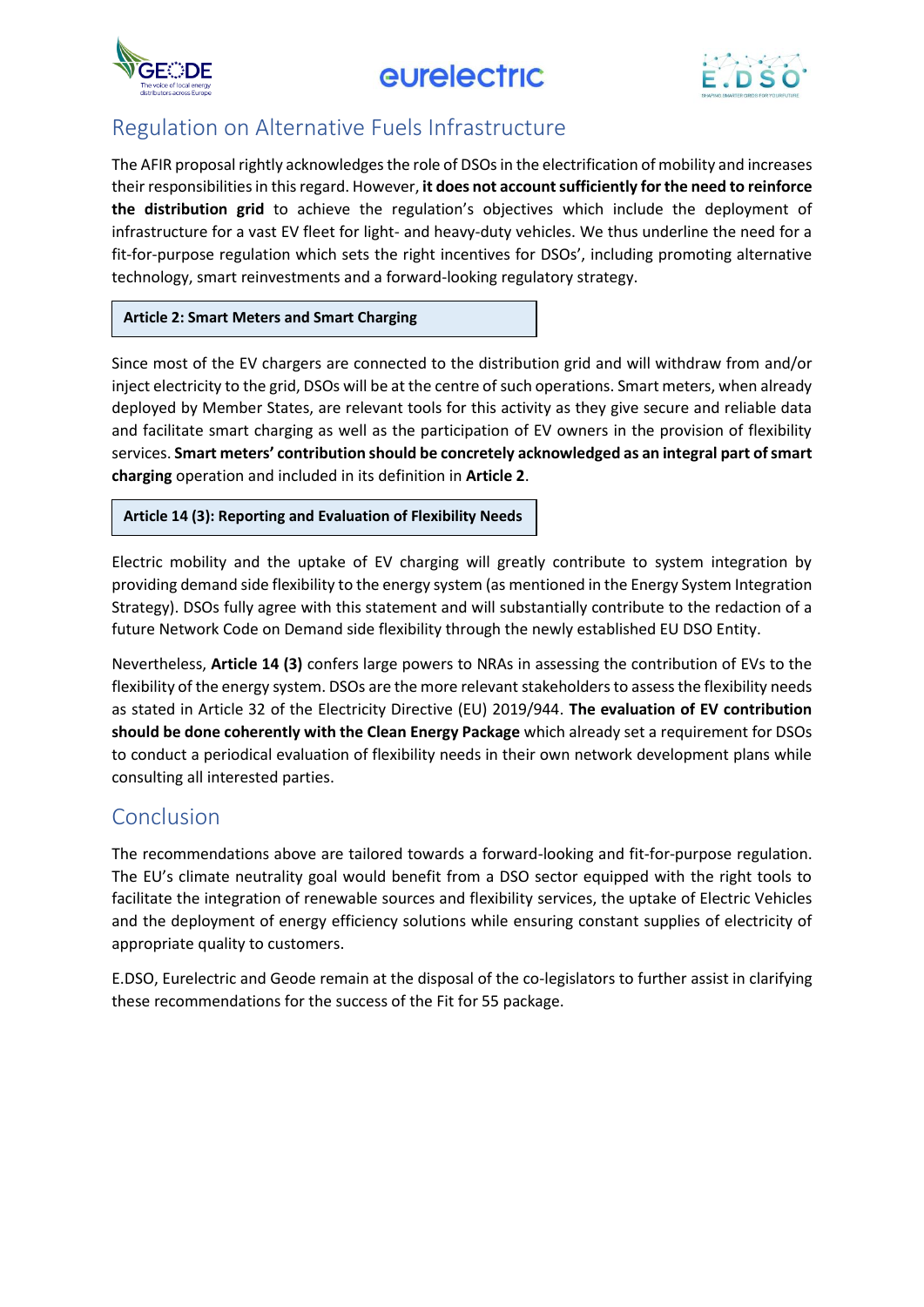## Regulation on Alternative Fuels Infrastructure

The AFIR proposal rightly acknowledges the role of DSOs in the electrification of mobility and increases their responsibilities in this regard. However, **it does not account sufficiently for the need to reinforce the distribution grid** to achieve the regulation's objectives which include the deployment of infrastructure for a vast EV fleet for light- and heavy-duty vehicles. We thus underline the need for a fit-for-purpose regulation which sets the right incentives for DSOs', including promoting alternative technology, smart reinvestments and a forward-looking regulatory strategy.

**Article 2: Smart Meters and Smart Charging**

Since most of the EV chargers are connected to the distribution grid and will withdraw from and/or inject electricity to the grid, DSOs will be at the centre of such operations. Smart meters, when already deployed by Member States, are relevant tools for this activity as they give secure and reliable data and facilitate smart charging as well as the participation of EV owners in the provision of flexibility services. **Smart meters' contribution should be concretely acknowledged as an integral part of smart charging** operation and included in its definition in **Article 2**.

**Article 14 (3): Reporting and Evaluation of Flexibility Needs**

Electric mobility and the uptake of EV charging will greatly contribute to system integration by providing demand side flexibility to the energy system (as mentioned in the Energy System Integration Strategy). DSOs fully agree with this statement and will substantially contribute to the redaction of a future Network Code on Demand side flexibility through the newly established EU DSO Entity.

Nevertheless, **Article 14 (3)** confers large powers to NRAs in assessing the contribution of EVs to the flexibility of the energy system. DSOs are the more relevant stakeholders to assess the flexibility needs as stated in Article 32 of the Electricity Directive (EU) 2019/944. **The evaluation of EV contribution should be done coherently with the Clean Energy Package** which already set a requirement for DSOs to conduct a periodical evaluation of flexibility needs in their own network development plans while consulting all interested parties.

## Conclusion

The recommendations above are tailored towards a forward-looking and fit-for-purpose regulation. The EU's climate neutrality goal would benefit from a DSO sector equipped with the right tools to facilitate the integration of renewable sources and flexibility services, the uptake of Electric Vehicles and the deployment of energy efficiency solutions while ensuring constant supplies of electricity of appropriate quality to customers.

E.DSO, Eurelectric and Geode remain at the disposal of the co-legislators to further assist in clarifying these recommendations for the success of the Fit for 55 package.